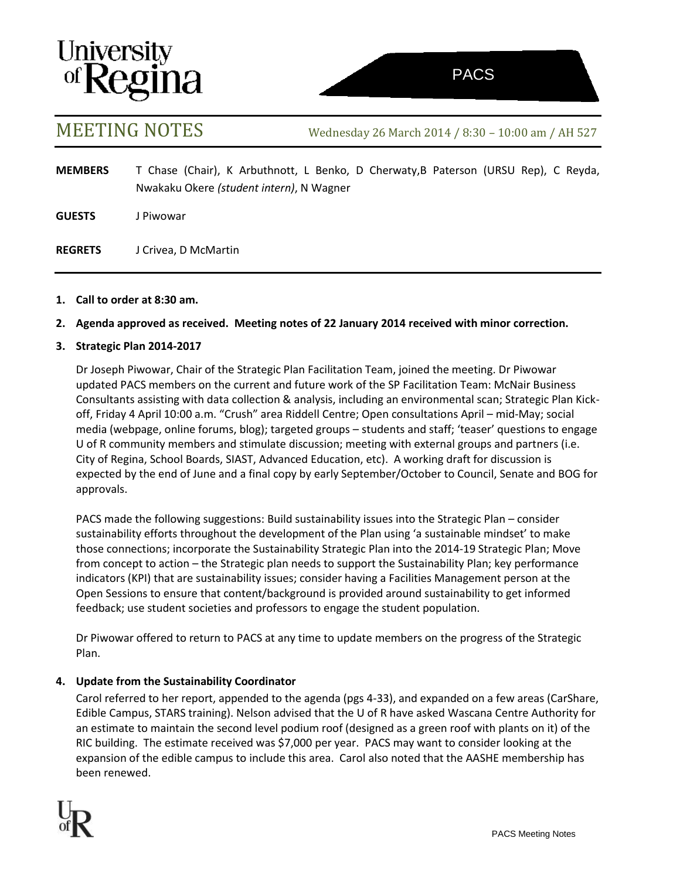# MEETING NOTES

Wednesday 26 March 2014 / 8:30 – 10:00 am / AH 527

PACS

**MEMBERS** T Chase (Chair), K Arbuthnott, L Benko, D Cherwaty,B Paterson (URSU Rep), C Reyda, Nwakaku Okere *(student intern)*, N Wagner

**GUESTS** J Piwowar

**REGRETS** J Crivea, D McMartin

1. **Call to order at 8:30 am.**

2. **Agenda approved as received. Meeting notes of 22 January 2014 received with minor correction.**

3. **Strategic Plan 2014-2017**

   Dr Joseph Piwowar, Chair of the Strategic Plan Facilitation Team, joined the meeting. Dr Piwowar updated PACS members on the current and future work of the SP Facilitation Team: McNair Business Consultants assisting with data collection & analysis, including an environmental scan; Strategic Plan Kick-off, Friday 4 April 10:00 a.m. "Crush" area Riddell Centre; Open consultations April – mid-May; social media (webpage, online forums, blog); targeted groups – students and staff; 'teaser' questions to engage U of R community members and stimulate discussion; meeting with external groups and partners (i.e. City of Regina, School Boards, SIAST, Advanced Education, etc). A working draft for discussion is expected by the end of June and a final copy by early September/October to Council, Senate and BOG for approvals.

   PACS made the following suggestions: Build sustainability issues into the Strategic Plan – consider sustainability efforts throughout the development of the Plan using 'a sustainable mindset' to make those connections; incorporate the Sustainability Strategic Plan into the 2014-19 Strategic Plan; Move from concept to action – the Strategic plan needs to support the Sustainability Plan; key performance indicators (KPI) that are sustainability issues; consider having a Facilities Management person at the Open Sessions to ensure that content/background is provided around sustainability to get informed feedback; use student societies and professors to engage the student population.

   Dr Piwowar offered to return to PACS at any time to update members on the progress of the Strategic Plan.

4. **Update from the Sustainability Coordinator**

   Carol referred to her report, appended to the agenda (pgs 4-33), and expanded on a few areas (CarShare, Edible Campus, STARS training). Nelson advised that the U of R have asked Wascana Centre Authority for an estimate to maintain the second level podium roof (designed as a green roof with plants on it) of the RIC building. The estimate received was $7,000 per year. PACS may want to consider looking at the expansion of the edible campus to include this area. Carol also noted that the AASHE membership has been renewed.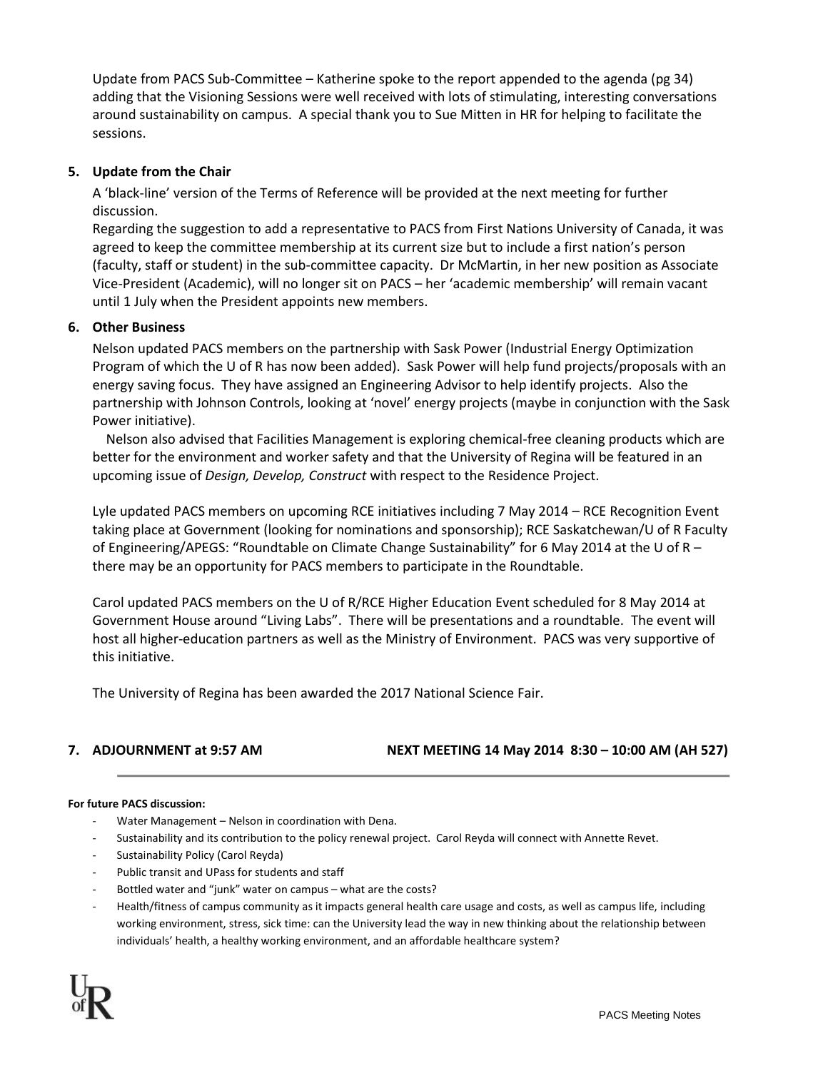Update from PACS Sub-Committee – Katherine spoke to the report appended to the agenda (pg 34) adding that the Visioning Sessions were well received with lots of stimulating, interesting conversations around sustainability on campus. A special thank you to Sue Mitten in HR for helping to facilitate the sessions.

## 5. Update from the Chair

A 'black-line' version of the Terms of Reference will be provided at the next meeting for further discussion.

Regarding the suggestion to add a representative to PACS from First Nations University of Canada, it was agreed to keep the committee membership at its current size but to include a first nation's person (faculty, staff or student) in the sub-committee capacity. Dr McMartin, in her new position as Associate Vice-President (Academic), will no longer sit on PACS – her 'academic membership' will remain vacant until 1 July when the President appoints new members.

## 6. Other Business

Nelson updated PACS members on the partnership with Sask Power (Industrial Energy Optimization Program of which the U of R has now been added). Sask Power will help fund projects/proposals with an energy saving focus. They have assigned an Engineering Advisor to help identify projects. Also the partnership with Johnson Controls, looking at 'novel' energy projects (maybe in conjunction with the Sask Power initiative).

Nelson also advised that Facilities Management is exploring chemical-free cleaning products which are better for the environment and worker safety and that the University of Regina will be featured in an upcoming issue of *Design, Develop, Construct* with respect to the Residence Project.

Lyle updated PACS members on upcoming RCE initiatives including 7 May 2014 – RCE Recognition Event taking place at Government (looking for nominations and sponsorship); RCE Saskatchewan/U of R Faculty of Engineering/APEGS: "Roundtable on Climate Change Sustainability" for 6 May 2014 at the U of R – there may be an opportunity for PACS members to participate in the Roundtable.

Carol updated PACS members on the U of R/RCE Higher Education Event scheduled for 8 May 2014 at Government House around "Living Labs". There will be presentations and a roundtable. The event will host all higher-education partners as well as the Ministry of Environment. PACS was very supportive of this initiative.

The University of Regina has been awarded the 2017 National Science Fair.

## 7. ADJOURNMENT at 9:57 AM **NEXT MEETING 14 May 2014 8:30 – 10:00 AM (AH 527)**

---

**For future PACS discussion:**

- Water Management – Nelson in coordination with Dena.
- Sustainability and its contribution to the policy renewal project. Carol Reyda will connect with Annette Revet.
- Sustainability Policy (Carol Reyda)
- Public transit and UPass for students and staff
- Bottled water and "junk" water on campus – what are the costs?
- Health/fitness of campus community as it impacts general health care usage and costs, as well as campus life, including working environment, stress, sick time: can the University lead the way in new thinking about the relationship between individuals' health, a healthy working environment, and an affordable healthcare system?